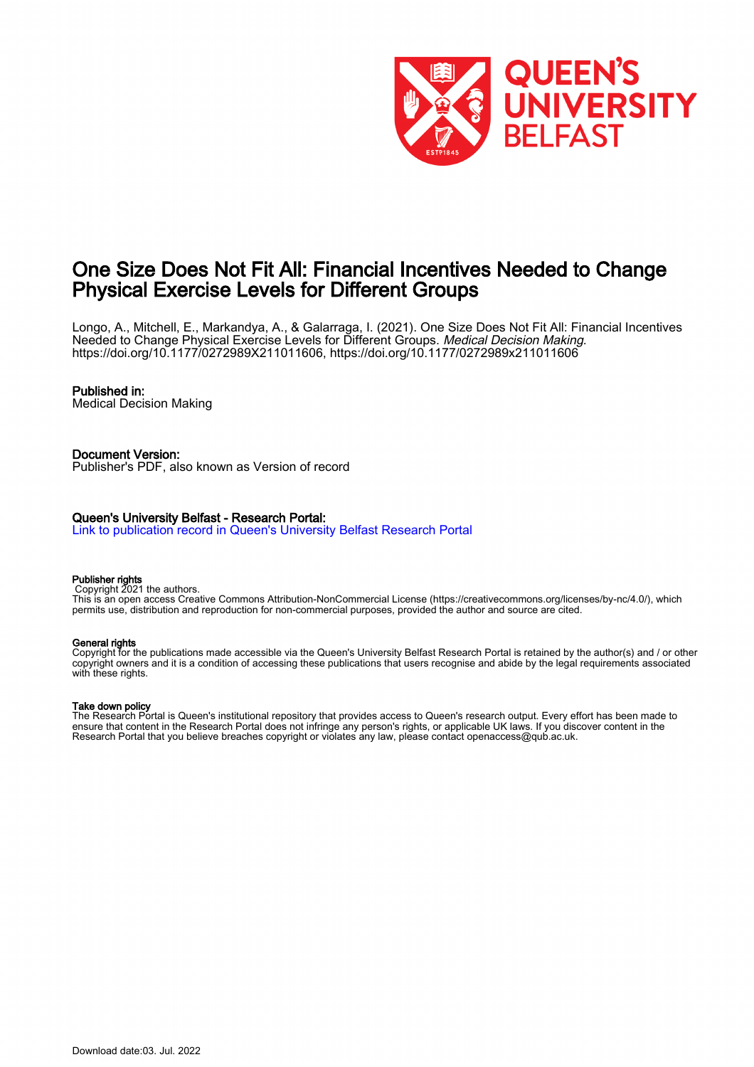# One Size Does Not Fit All: Financial Incentives Needed to Change Physical Exercise Levels for Different Groups

Longo, A., Mitchell, E., Markandya, A., & Galarraga, I. (2021). One Size Does Not Fit All: Financial Incentives Needed to Change Physical Exercise Levels for Different Groups. *Medical Decision Making*. https://doi.org/10.1177/0272989X211011606, https://doi.org/10.1177/0272989x211011606

**Published in:**
Medical Decision Making

**Document Version:**
Publisher's PDF, also known as Version of record

**Queen's University Belfast - Research Portal:**
[Link to publication record in Queen's University Belfast Research Portal]

**Publisher rights**
Copyright 2021 the authors.
This is an open access Creative Commons Attribution-NonCommercial License (https://creativecommons.org/licenses/by-nc/4.0/), which permits use, distribution and reproduction for non-commercial purposes, provided the author and source are cited.

**General rights**
Copyright for the publications made accessible via the Queen's University Belfast Research Portal is retained by the author(s) and / or other copyright owners and it is a condition of accessing these publications that users recognise and abide by the legal requirements associated with these rights.

**Take down policy**
The Research Portal is Queen's institutional repository that provides access to Queen's research output. Every effort has been made to ensure that content in the Research Portal does not infringe any person's rights, or applicable UK laws. If you discover content in the Research Portal that you believe breaches copyright or violates any law, please contact openaccess@qub.ac.uk.

Download date:03. Jul. 2022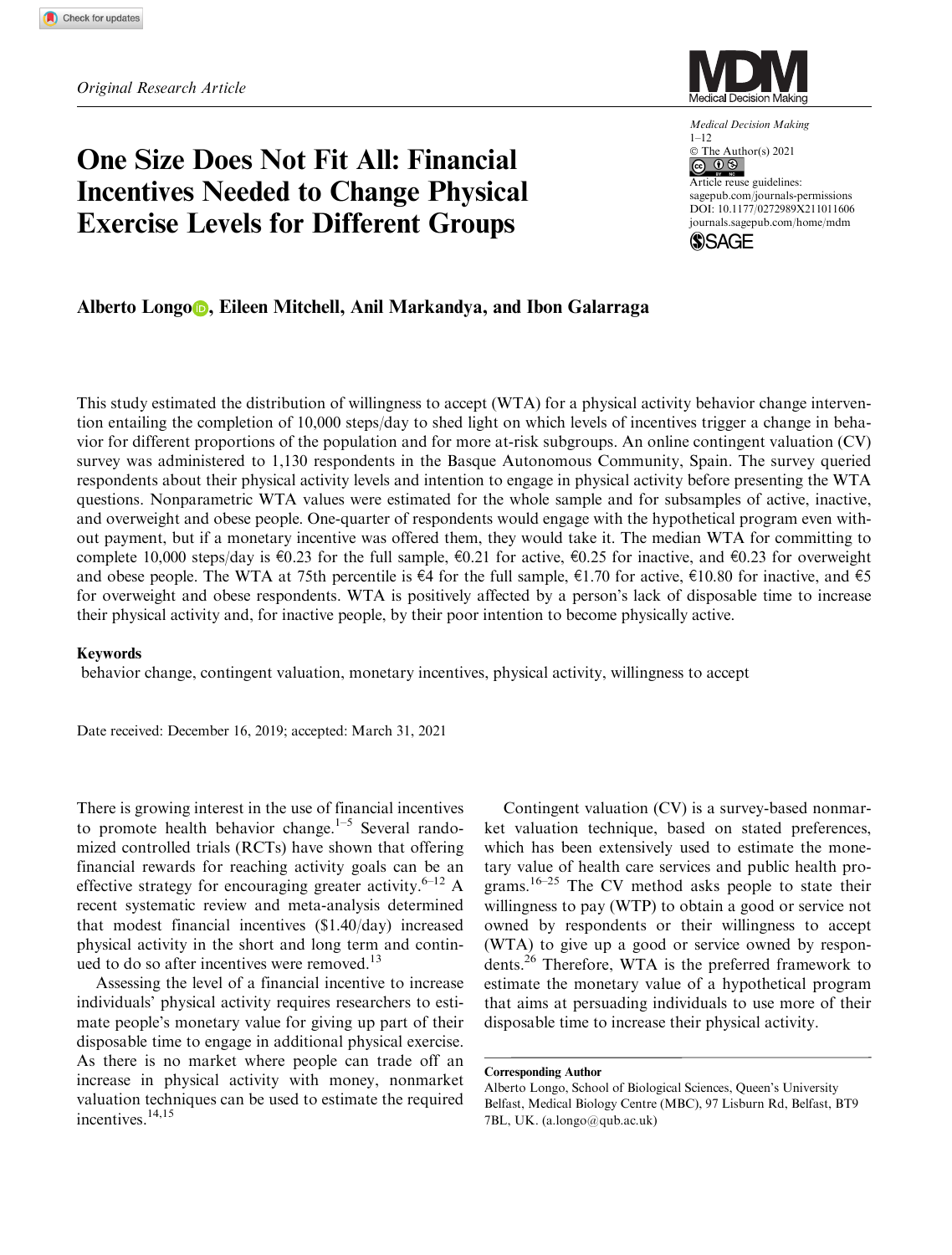Original Research Article

# One Size Does Not Fit All: Financial Incentives Needed to Change Physical Exercise Levels for Different Groups

**Alberto Longo, Eileen Mitchell, Anil Markandya, and Ibon Galarraga**

This study estimated the distribution of willingness to accept (WTA) for a physical activity behavior change intervention entailing the completion of 10,000 steps/day to shed light on which levels of incentives trigger a change in behavior for different proportions of the population and for more at-risk subgroups. An online contingent valuation (CV) survey was administered to 1,130 respondents in the Basque Autonomous Community, Spain. The survey queried respondents about their physical activity levels and intention to engage in physical activity before presenting the WTA questions. Nonparametric WTA values were estimated for the whole sample and for subsamples of active, inactive, and overweight and obese people. One-quarter of respondents would engage with the hypothetical program even without payment, but if a monetary incentive was offered them, they would take it. The median WTA for committing to complete 10,000 steps/day is €0.23 for the full sample, €0.21 for active, €0.25 for inactive, and €0.23 for overweight and obese people. The WTA at 75th percentile is €4 for the full sample, €1.70 for active, €10.80 for inactive, and €5 for overweight and obese respondents. WTA is positively affected by a person's lack of disposable time to increase their physical activity and, for inactive people, by their poor intention to become physically active.

## Keywords

behavior change, contingent valuation, monetary incentives, physical activity, willingness to accept

Date received: December 16, 2019; accepted: March 31, 2021

There is growing interest in the use of financial incentives to promote health behavior change.[1–5] Several randomized controlled trials (RCTs) have shown that offering financial rewards for reaching activity goals can be an effective strategy for encouraging greater activity.[6–12] A recent systematic review and meta-analysis determined that modest financial incentives ($1.40/day) increased physical activity in the short and long term and continued to do so after incentives were removed.[13]

Assessing the level of a financial incentive to increase individuals' physical activity requires researchers to estimate people's monetary value for giving up part of their disposable time to engage in additional physical exercise. As there is no market where people can trade off an increase in physical activity with money, nonmarket valuation techniques can be used to estimate the required incentives.[14,15]

Contingent valuation (CV) is a survey-based nonmarket valuation technique, based on stated preferences, which has been extensively used to estimate the monetary value of health care services and public health programs.[16–25] The CV method asks people to state their willingness to pay (WTP) to obtain a good or service not owned by respondents or their willingness to accept (WTA) to give up a good or service owned by respondents.[26] Therefore, WTA is the preferred framework to estimate the monetary value of a hypothetical program that aims at persuading individuals to use more of their disposable time to increase their physical activity.

**Corresponding Author**

Alberto Longo, School of Biological Sciences, Queen's University Belfast, Medical Biology Centre (MBC), 97 Lisburn Rd, Belfast, BT9 7BL, UK. (a.longo@qub.ac.uk)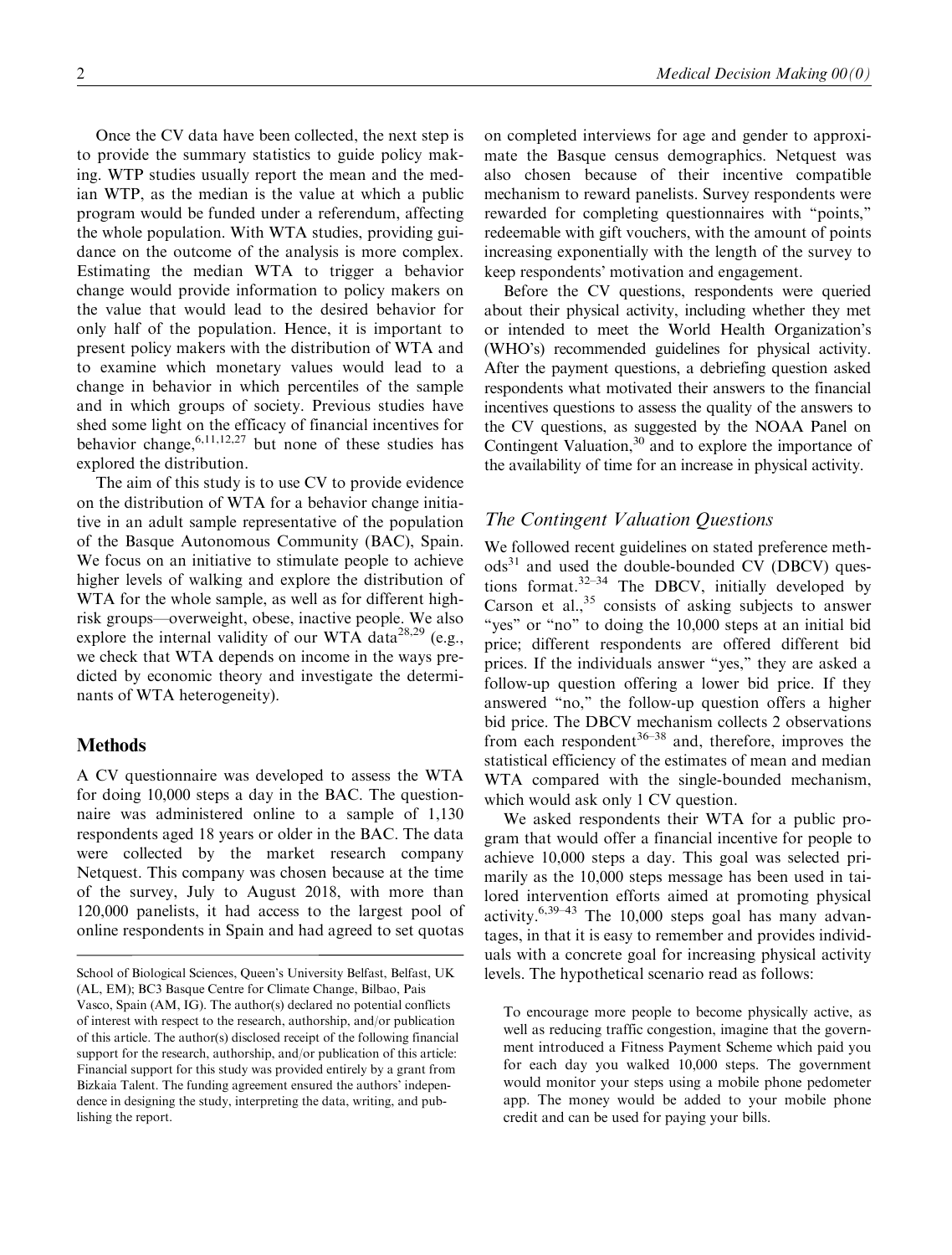Once the CV data have been collected, the next step is to provide the summary statistics to guide policy making. WTP studies usually report the mean and the median WTP, as the median is the value at which a public program would be funded under a referendum, affecting the whole population. With WTA studies, providing guidance on the outcome of the analysis is more complex. Estimating the median WTA to trigger a behavior change would provide information to policy makers on the value that would lead to the desired behavior for only half of the population. Hence, it is important to present policy makers with the distribution of WTA and to examine which monetary values would lead to a change in behavior in which percentiles of the sample and in which groups of society. Previous studies have shed some light on the efficacy of financial incentives for behavior change,[6,11,12,27] but none of these studies has explored the distribution.

The aim of this study is to use CV to provide evidence on the distribution of WTA for a behavior change initiative in an adult sample representative of the population of the Basque Autonomous Community (BAC), Spain. We focus on an initiative to stimulate people to achieve higher levels of walking and explore the distribution of WTA for the whole sample, as well as for different high-risk groups—overweight, obese, inactive people. We also explore the internal validity of our WTA data[28,29] (e.g., we check that WTA depends on income in the ways predicted by economic theory and investigate the determinants of WTA heterogeneity).

## Methods

A CV questionnaire was developed to assess the WTA for doing 10,000 steps a day in the BAC. The questionnaire was administered online to a sample of 1,130 respondents aged 18 years or older in the BAC. The data were collected by the market research company Netquest. This company was chosen because at the time of the survey, July to August 2018, with more than 120,000 panelists, it had access to the largest pool of online respondents in Spain and had agreed to set quotas on completed interviews for age and gender to approximate the Basque census demographics. Netquest was also chosen because of their incentive compatible mechanism to reward panelists. Survey respondents were rewarded for completing questionnaires with "points," redeemable with gift vouchers, with the amount of points increasing exponentially with the length of the survey to keep respondents' motivation and engagement.

Before the CV questions, respondents were queried about their physical activity, including whether they met or intended to meet the World Health Organization's (WHO's) recommended guidelines for physical activity. After the payment questions, a debriefing question asked respondents what motivated their answers to the financial incentives questions to assess the quality of the answers to the CV questions, as suggested by the NOAA Panel on Contingent Valuation,[30] and to explore the importance of the availability of time for an increase in physical activity.

### *The Contingent Valuation Questions*

We followed recent guidelines on stated preference methods[31] and used the double-bounded CV (DBCV) questions format.[32–34] The DBCV, initially developed by Carson et al.,[35] consists of asking subjects to answer "yes" or "no" to doing the 10,000 steps at an initial bid price; different respondents are offered different bid prices. If the individuals answer "yes," they are asked a follow-up question offering a lower bid price. If they answered "no," the follow-up question offers a higher bid price. The DBCV mechanism collects 2 observations from each respondent[36–38] and, therefore, improves the statistical efficiency of the estimates of mean and median WTA compared with the single-bounded mechanism, which would ask only 1 CV question.

We asked respondents their WTA for a public program that would offer a financial incentive for people to achieve 10,000 steps a day. This goal was selected primarily as the 10,000 steps message has been used in tailored intervention efforts aimed at promoting physical activity.[6,39–43] The 10,000 steps goal has many advantages, in that it is easy to remember and provides individuals with a concrete goal for increasing physical activity levels. The hypothetical scenario read as follows:

> To encourage more people to become physically active, as well as reducing traffic congestion, imagine that the government introduced a Fitness Payment Scheme which paid you for each day you walked 10,000 steps. The government would monitor your steps using a mobile phone pedometer app. The money would be added to your mobile phone credit and can be used for paying your bills.

School of Biological Sciences, Queen's University Belfast, Belfast, UK (AL, EM); BC3 Basque Centre for Climate Change, Bilbao, Pais Vasco, Spain (AM, IG). The author(s) declared no potential conflicts of interest with respect to the research, authorship, and/or publication of this article. The author(s) disclosed receipt of the following financial support for the research, authorship, and/or publication of this article: Financial support for this study was provided entirely by a grant from Bizkaia Talent. The funding agreement ensured the authors' independence in designing the study, interpreting the data, writing, and publishing the report.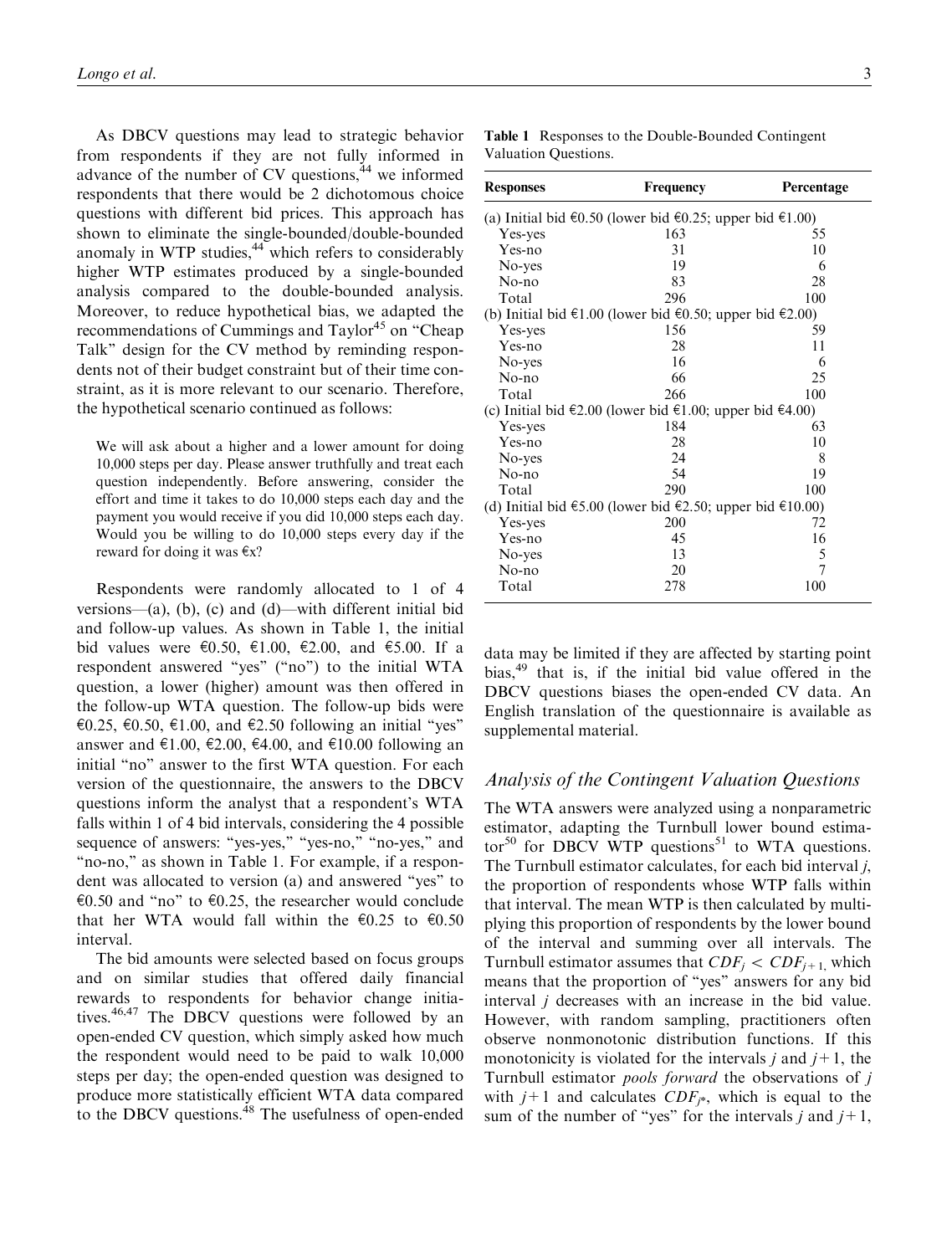As DBCV questions may lead to strategic behavior from respondents if they are not fully informed in advance of the number of CV questions,[44] we informed respondents that there would be 2 dichotomous choice questions with different bid prices. This approach has shown to eliminate the single-bounded/double-bounded anomaly in WTP studies,[44] which refers to considerably higher WTP estimates produced by a single-bounded analysis compared to the double-bounded analysis. Moreover, to reduce hypothetical bias, we adapted the recommendations of Cummings and Taylor[45] on "Cheap Talk" design for the CV method by reminding respondents not of their budget constraint but of their time constraint, as it is more relevant to our scenario. Therefore, the hypothetical scenario continued as follows:

> We will ask about a higher and a lower amount for doing 10,000 steps per day. Please answer truthfully and treat each question independently. Before answering, consider the effort and time it takes to do 10,000 steps each day and the payment you would receive if you did 10,000 steps each day. Would you be willing to do 10,000 steps every day if the reward for doing it was €x?

Respondents were randomly allocated to 1 of 4 versions—(a), (b), (c) and (d)—with different initial bid and follow-up values. As shown in Table 1, the initial bid values were €0.50, €1.00, €2.00, and €5.00. If a respondent answered "yes" ("no") to the initial WTA question, a lower (higher) amount was then offered in the follow-up WTA question. The follow-up bids were €0.25, €0.50, €1.00, and €2.50 following an initial "yes" answer and €1.00, €2.00, €4.00, and €10.00 following an initial "no" answer to the first WTA question. For each version of the questionnaire, the answers to the DBCV questions inform the analyst that a respondent's WTA falls within 1 of 4 bid intervals, considering the 4 possible sequence of answers: "yes-yes," "yes-no," "no-yes," and "no-no," as shown in Table 1. For example, if a respondent was allocated to version (a) and answered "yes" to €0.50 and "no" to €0.25, the researcher would conclude that her WTA would fall within the €0.25 to €0.50 interval.

The bid amounts were selected based on focus groups and on similar studies that offered daily financial rewards to respondents for behavior change initiatives.[46,47] The DBCV questions were followed by an open-ended CV question, which simply asked how much the respondent would need to be paid to walk 10,000 steps per day; the open-ended question was designed to produce more statistically efficient WTA data compared to the DBCV questions.[48] The usefulness of open-ended data may be limited if they are affected by starting point bias,[49] that is, if the initial bid value offered in the DBCV questions biases the open-ended CV data. An English translation of the questionnaire is available as supplemental material.

**Table 1** Responses to the Double-Bounded Contingent Valuation Questions.

| Responses | Frequency | Percentage |
|---|---|---|
| (a) Initial bid €0.50 (lower bid €0.25; upper bid €1.00) | | |
| Yes-yes | 163 | 55 |
| Yes-no | 31 | 10 |
| No-yes | 19 | 6 |
| No-no | 83 | 28 |
| Total | 296 | 100 |
| (b) Initial bid €1.00 (lower bid €0.50; upper bid €2.00) | | |
| Yes-yes | 156 | 59 |
| Yes-no | 28 | 11 |
| No-yes | 16 | 6 |
| No-no | 66 | 25 |
| Total | 266 | 100 |
| (c) Initial bid €2.00 (lower bid €1.00; upper bid €4.00) | | |
| Yes-yes | 184 | 63 |
| Yes-no | 28 | 10 |
| No-yes | 24 | 8 |
| No-no | 54 | 19 |
| Total | 290 | 100 |
| (d) Initial bid €5.00 (lower bid €2.50; upper bid €10.00) | | |
| Yes-yes | 200 | 72 |
| Yes-no | 45 | 16 |
| No-yes | 13 | 5 |
| No-no | 20 | 7 |
| Total | 278 | 100 |

## *Analysis of the Contingent Valuation Questions*

The WTA answers were analyzed using a nonparametric estimator, adapting the Turnbull lower bound estimator[50] for DBCV WTP questions[51] to WTA questions. The Turnbull estimator calculates, for each bid interval $j$, the proportion of respondents whose WTP falls within that interval. The mean WTP is then calculated by multiplying this proportion of respondents by the lower bound of the interval and summing over all intervals. The Turnbull estimator assumes that $CDF_j < CDF_{j+1}$, which means that the proportion of "yes" answers for any bid interval $j$ decreases with an increase in the bid value. However, with random sampling, practitioners often observe nonmonotonic distribution functions. If this monotonicity is violated for the intervals $j$ and $j+1$, the Turnbull estimator *pools forward* the observations of $j$ with $j+1$ and calculates $CDF_{j^*}$, which is equal to the sum of the number of "yes" for the intervals $j$ and $j+1$,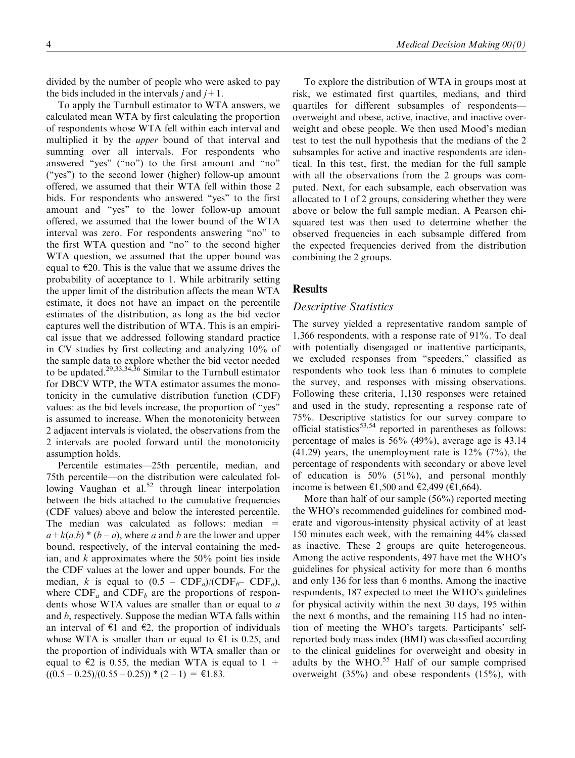divided by the number of people who were asked to pay the bids included in the intervals $j$ and $j+1$.

To apply the Turnbull estimator to WTA answers, we calculated mean WTA by first calculating the proportion of respondents whose WTA fell within each interval and multiplied it by the *upper* bound of that interval and summing over all intervals. For respondents who answered "yes" ("no") to the first amount and "no" ("yes") to the second lower (higher) follow-up amount offered, we assumed that their WTA fell within those 2 bids. For respondents who answered "yes" to the first amount and "yes" to the lower follow-up amount offered, we assumed that the lower bound of the WTA interval was zero. For respondents answering "no" to the first WTA question and "no" to the second higher WTA question, we assumed that the upper bound was equal to €20. This is the value that we assume drives the probability of acceptance to 1. While arbitrarily setting the upper limit of the distribution affects the mean WTA estimate, it does not have an impact on the percentile estimates of the distribution, as long as the bid vector captures well the distribution of WTA. This is an empirical issue that we addressed following standard practice in CV studies by first collecting and analyzing 10% of the sample data to explore whether the bid vector needed to be updated.[29,33,34,36] Similar to the Turnbull estimator for DBCV WTP, the WTA estimator assumes the monotonicity in the cumulative distribution function (CDF) values: as the bid levels increase, the proportion of "yes" is assumed to increase. When the monotonicity between 2 adjacent intervals is violated, the observations from the 2 intervals are pooled forward until the monotonicity assumption holds.

Percentile estimates—25th percentile, median, and 75th percentile—on the distribution were calculated following Vaughan et al.[52] through linear interpolation between the bids attached to the cumulative frequencies (CDF values) above and below the interested percentile. The median was calculated as follows: median $= a + k(a,b) * (b - a)$, where $a$ and $b$ are the lower and upper bound, respectively, of the interval containing the median, and $k$ approximates where the 50% point lies inside the CDF values at the lower and upper bounds. For the median, $k$ is equal to $(0.5 - CDF_a)/(CDF_b - CDF_a)$, where $CDF_a$ and $CDF_b$ are the proportions of respondents whose WTA values are smaller than or equal to $a$ and $b$, respectively. Suppose the median WTA falls within an interval of €1 and €2, the proportion of individuals whose WTA is smaller than or equal to €1 is 0.25, and the proportion of individuals with WTA smaller than or equal to €2 is 0.55, the median WTA is equal to $1 + ((0.5 - 0.25)/(0.55 - 0.25)) * (2 - 1) =$ €1.83.

To explore the distribution of WTA in groups most at risk, we estimated first quartiles, medians, and third quartiles for different subsamples of respondents—overweight and obese, active, inactive, and inactive overweight and obese people. We then used Mood's median test to test the null hypothesis that the medians of the 2 subsamples for active and inactive respondents are identical. In this test, first, the median for the full sample with all the observations from the 2 groups was computed. Next, for each subsample, each observation was allocated to 1 of 2 groups, considering whether they were above or below the full sample median. A Pearson chi-squared test was then used to determine whether the observed frequencies in each subsample differed from the expected frequencies derived from the distribution combining the 2 groups.

## Results

### *Descriptive Statistics*

The survey yielded a representative random sample of 1,366 respondents, with a response rate of 91%. To deal with potentially disengaged or inattentive participants, we excluded responses from "speeders," classified as respondents who took less than 6 minutes to complete the survey, and responses with missing observations. Following these criteria, 1,130 responses were retained and used in the study, representing a response rate of 75%. Descriptive statistics for our survey compare to official statistics[53,54] reported in parentheses as follows: percentage of males is 56% (49%), average age is 43.14 (41.29) years, the unemployment rate is 12% (7%), the percentage of respondents with secondary or above level of education is 50% (51%), and personal monthly income is between €1,500 and €2,499 (€1,664).

More than half of our sample (56%) reported meeting the WHO's recommended guidelines for combined moderate and vigorous-intensity physical activity of at least 150 minutes each week, with the remaining 44% classed as inactive. These 2 groups are quite heterogeneous. Among the active respondents, 497 have met the WHO's guidelines for physical activity for more than 6 months and only 136 for less than 6 months. Among the inactive respondents, 187 expected to meet the WHO's guidelines for physical activity within the next 30 days, 195 within the next 6 months, and the remaining 115 had no intention of meeting the WHO's targets. Participants' self-reported body mass index (BMI) was classified according to the clinical guidelines for overweight and obesity in adults by the WHO.[55] Half of our sample comprised overweight (35%) and obese respondents (15%), with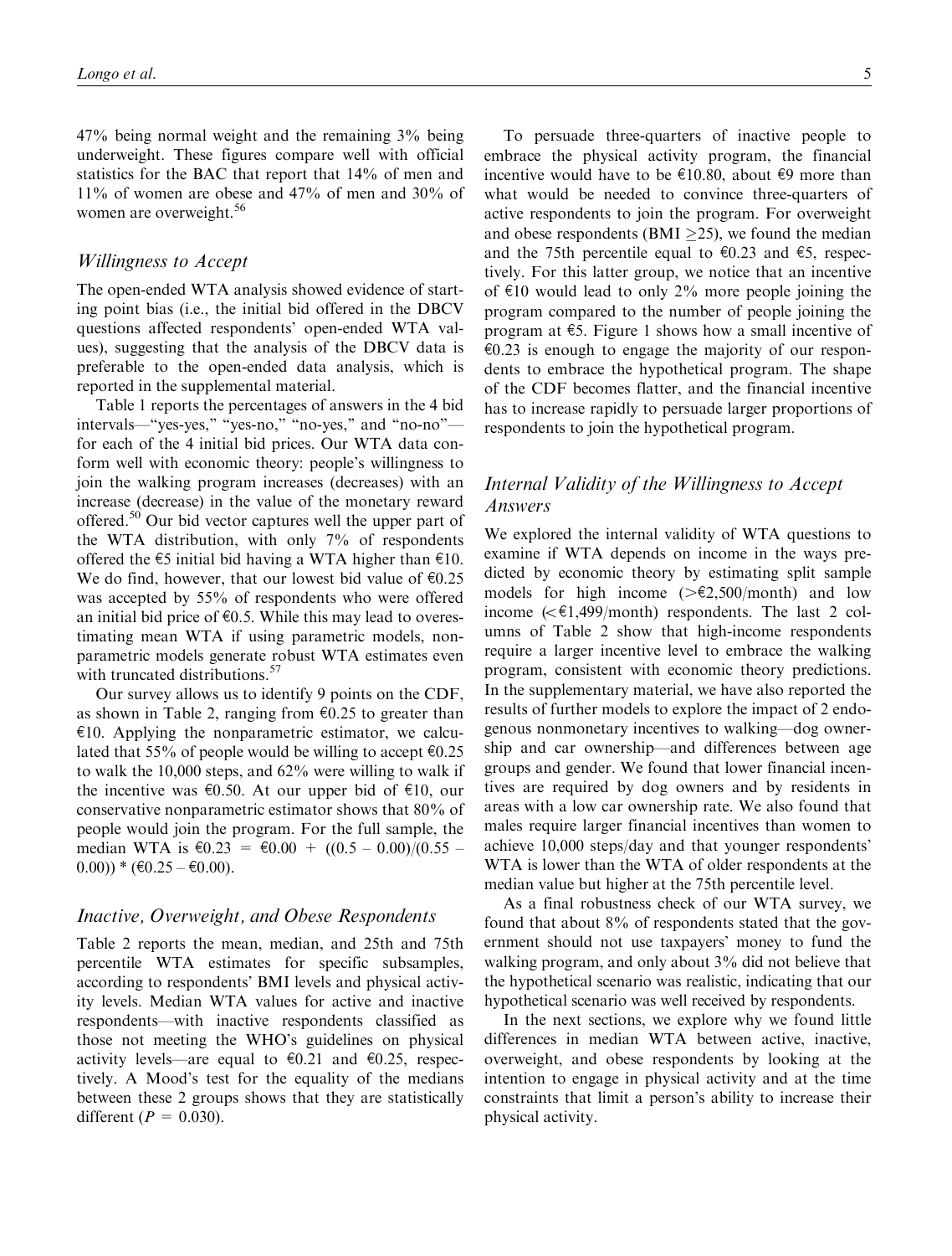47% being normal weight and the remaining 3% being underweight. These figures compare well with official statistics for the BAC that report that 14% of men and 11% of women are obese and 47% of men and 30% of women are overweight.[56]

### Willingness to Accept

The open-ended WTA analysis showed evidence of starting point bias (i.e., the initial bid offered in the DBCV questions affected respondents' open-ended WTA values), suggesting that the analysis of the DBCV data is preferable to the open-ended data analysis, which is reported in the supplemental material.

Table 1 reports the percentages of answers in the 4 bid intervals—"yes-yes," "yes-no," "no-yes," and "no-no"—for each of the 4 initial bid prices. Our WTA data conform well with economic theory: people's willingness to join the walking program increases (decreases) with an increase (decrease) in the value of the monetary reward offered.[50] Our bid vector captures well the upper part of the WTA distribution, with only 7% of respondents offered the €5 initial bid having a WTA higher than €10. We do find, however, that our lowest bid value of €0.25 was accepted by 55% of respondents who were offered an initial bid price of €0.5. While this may lead to overestimating mean WTA if using parametric models, nonparametric models generate robust WTA estimates even with truncated distributions.[57]

Our survey allows us to identify 9 points on the CDF, as shown in Table 2, ranging from €0.25 to greater than €10. Applying the nonparametric estimator, we calculated that 55% of people would be willing to accept €0.25 to walk the 10,000 steps, and 62% were willing to walk if the incentive was €0.50. At our upper bid of €10, our conservative nonparametric estimator shows that 80% of people would join the program. For the full sample, the median WTA is €0.23 = €0.00 + ((0.5 – 0.00)/(0.55 – 0.00)) * (€0.25 – €0.00).

### Inactive, Overweight, and Obese Respondents

Table 2 reports the mean, median, and 25th and 75th percentile WTA estimates for specific subsamples, according to respondents' BMI levels and physical activity levels. Median WTA values for active and inactive respondents—with inactive respondents classified as those not meeting the WHO's guidelines on physical activity levels—are equal to €0.21 and €0.25, respectively. A Mood's test for the equality of the medians between these 2 groups shows that they are statistically different ($P = 0.030$).

To persuade three-quarters of inactive people to embrace the physical activity program, the financial incentive would have to be €10.80, about €9 more than what would be needed to convince three-quarters of active respondents to join the program. For overweight and obese respondents (BMI $\geq$25), we found the median and the 75th percentile equal to €0.23 and €5, respectively. For this latter group, we notice that an incentive of €10 would lead to only 2% more people joining the program compared to the number of people joining the program at €5. Figure 1 shows how a small incentive of €0.23 is enough to engage the majority of our respondents to embrace the hypothetical program. The shape of the CDF becomes flatter, and the financial incentive has to increase rapidly to persuade larger proportions of respondents to join the hypothetical program.

### Internal Validity of the Willingness to Accept Answers

We explored the internal validity of WTA questions to examine if WTA depends on income in the ways predicted by economic theory by estimating split sample models for high income (>€2,500/month) and low income (<€1,499/month) respondents. The last 2 columns of Table 2 show that high-income respondents require a larger incentive level to embrace the walking program, consistent with economic theory predictions. In the supplementary material, we have also reported the results of further models to explore the impact of 2 endogenous nonmonetary incentives to walking—dog ownership and car ownership—and differences between age groups and gender. We found that lower financial incentives are required by dog owners and by residents in areas with a low car ownership rate. We also found that males require larger financial incentives than women to achieve 10,000 steps/day and that younger respondents' WTA is lower than the WTA of older respondents at the median value but higher at the 75th percentile level.

As a final robustness check of our WTA survey, we found that about 8% of respondents stated that the government should not use taxpayers' money to fund the walking program, and only about 3% did not believe that the hypothetical scenario was realistic, indicating that our hypothetical scenario was well received by respondents.

In the next sections, we explore why we found little differences in median WTA between active, inactive, overweight, and obese respondents by looking at the intention to engage in physical activity and at the time constraints that limit a person's ability to increase their physical activity.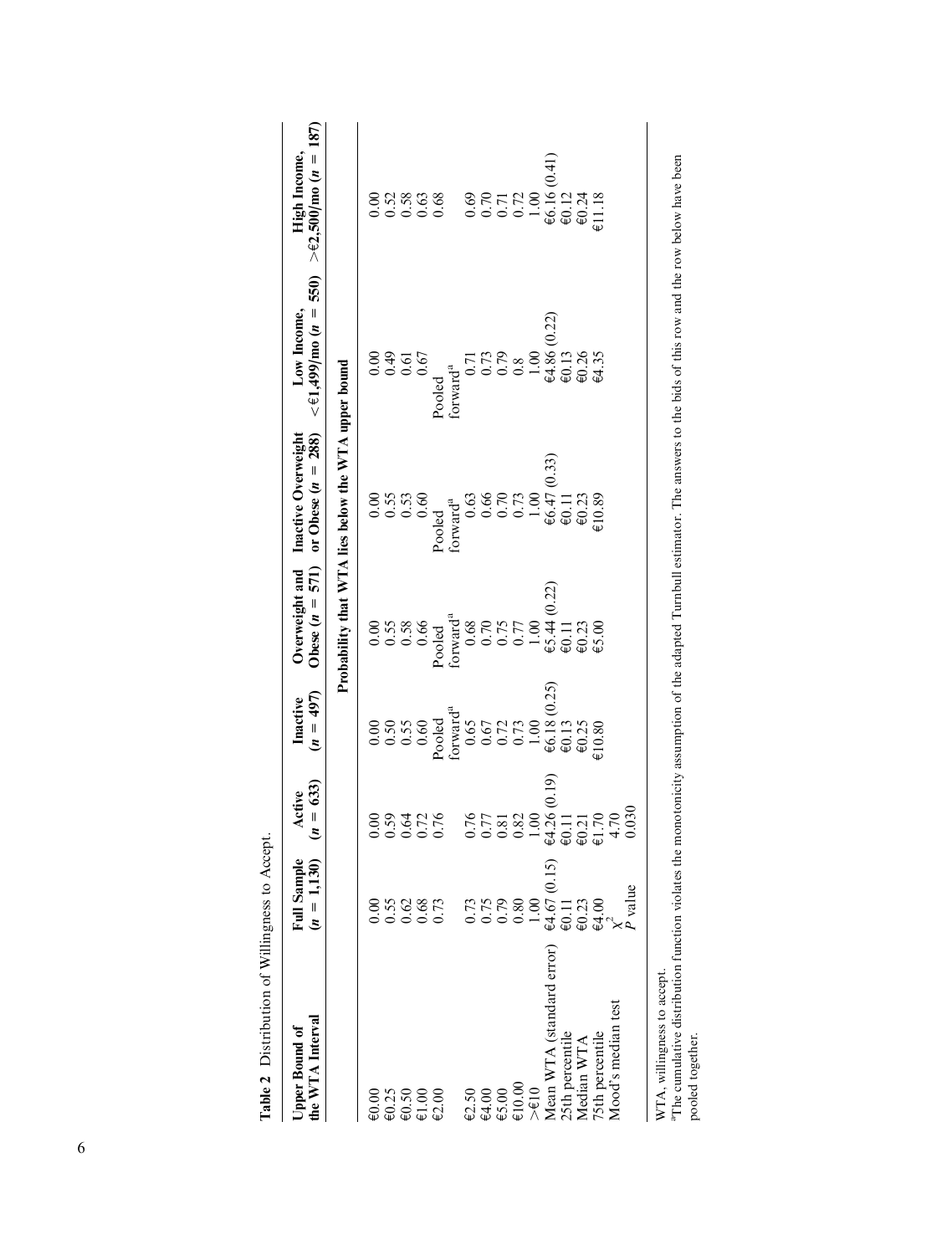**Table 2** Distribution of Willingness to Accept.

| Upper Bound of the WTA Interval | Full Sample ($n$ = 1,130) | Active ($n$ = 633) | Inactive ($n$ = 497) | Overweight and Obese ($n$ = 571) | Inactive Overweight or Obese ($n$ = 288) | Low Income, <€1,499/mo ($n$ = 550) | High Income, >€2,500/mo ($n$ = 187) |
|---|---|---|---|---|---|---|---|
| | Probability that WTA lies below the WTA upper bound | | | | | | |
| €0.00 | 0.00 | 0.00 | 0.00 | 0.00 | 0.00 | 0.00 | 0.00 |
| €0.25 | 0.55 | 0.59 | 0.50 | 0.55 | 0.55 | 0.49 | 0.52 |
| €0.50 | 0.62 | 0.64 | 0.55 | 0.58 | 0.53 | 0.61 | 0.58 |
| €1.00 | 0.68 | 0.72 | 0.60 | 0.66 | 0.60 | 0.67 | 0.63 |
| €2.00 | 0.73 | 0.76 | Pooled forward[a] | Pooled forward[a] | Pooled forward[a] | Pooled forward[a] | 0.68 |
| €2.50 | 0.73 | 0.76 | 0.65 | 0.68 | 0.63 | 0.71 | 0.69 |
| €4.00 | 0.75 | 0.77 | 0.67 | 0.70 | 0.66 | 0.73 | 0.70 |
| €5.00 | 0.79 | 0.81 | 0.72 | 0.75 | 0.70 | 0.79 | 0.71 |
| €10.00 | 0.80 | 0.82 | 0.73 | 0.77 | 0.73 | 0.8 | 0.72 |
| >€10 | 1.00 | 1.00 | 1.00 | 1.00 | 1.00 | 1.00 | 1.00 |
| Mean WTA (standard error) | €4.67 (0.15) | €4.26 (0.19) | €6.18 (0.25) | €5.44 (0.22) | €6.47 (0.33) | €4.86 (0.22) | €6.16 (0.41) |
| 25th percentile | €0.11 | €0.11 | €0.13 | €0.11 | €0.11 | €0.13 | €0.12 |
| Median WTA | €0.23 | €0.21 | €0.25 | €0.23 | €0.23 | €0.26 | €0.24 |
| 75th percentile | €4.00 | €1.70 | €10.80 | €5.00 | €10.89 | €4.35 | €11.18 |
| Mood's median test | $\chi^2$ | 4.70 | | | | | |
| | $P$ value | 0.030 | | | | | |

WTA, willingness to accept.

[a]The cumulative distribution function violates the monotonicity assumption of the adapted Turnbull estimator. The answers to the bids of this row and the row below have been pooled together.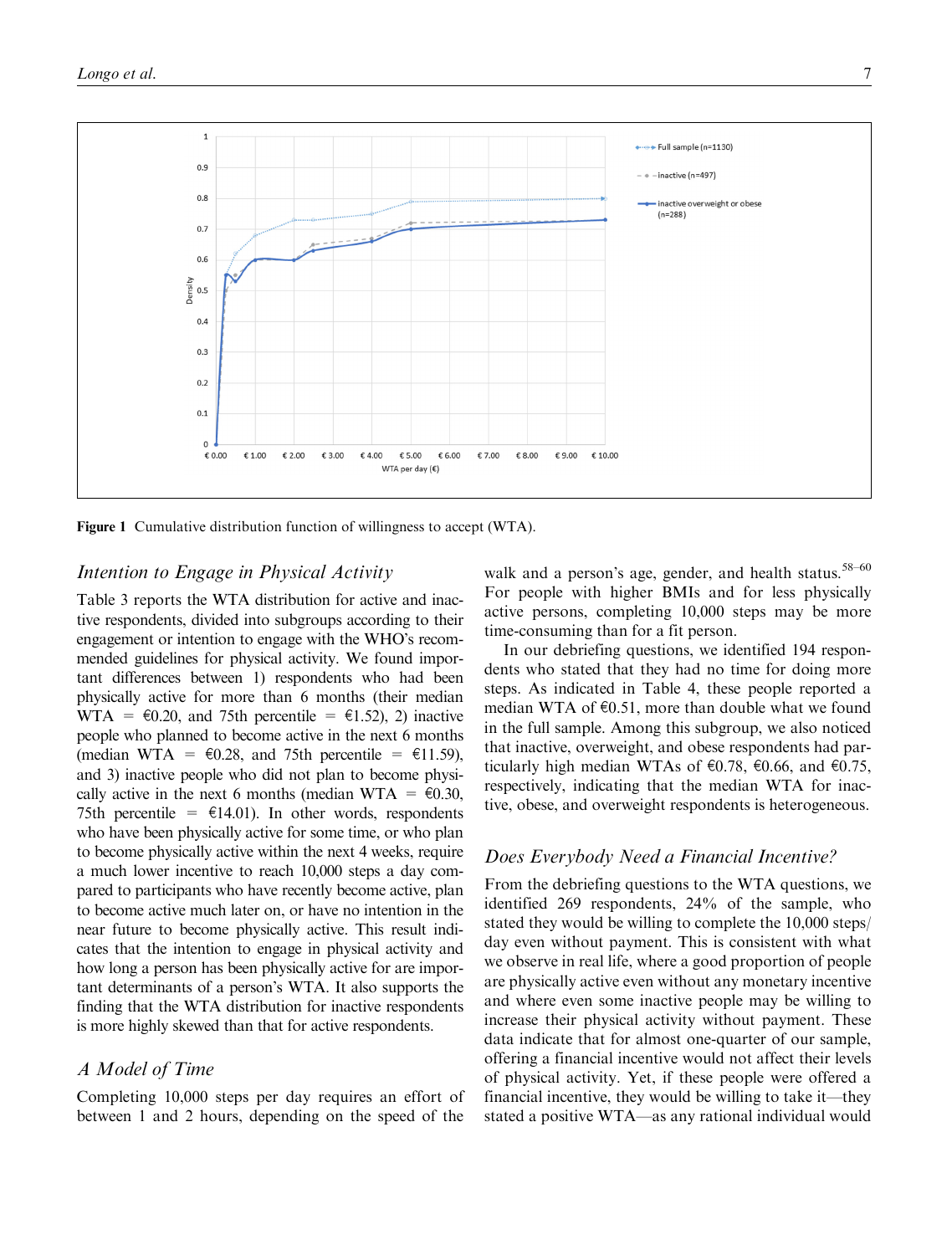Figure 1 Cumulative distribution function of willingness to accept (WTA).

### *Intention to Engage in Physical Activity*

Table 3 reports the WTA distribution for active and inactive respondents, divided into subgroups according to their engagement or intention to engage with the WHO's recommended guidelines for physical activity. We found important differences between 1) respondents who had been physically active for more than 6 months (their median WTA = €0.20, and 75th percentile = €1.52), 2) inactive people who planned to become active in the next 6 months (median WTA = €0.28, and 75th percentile = €11.59), and 3) inactive people who did not plan to become physically active in the next 6 months (median WTA = €0.30, 75th percentile = €14.01). In other words, respondents who have been physically active for some time, or who plan to become physically active within the next 4 weeks, require a much lower incentive to reach 10,000 steps a day compared to participants who have recently become active, plan to become active much later on, or have no intention in the near future to become physically active. This result indicates that the intention to engage in physical activity and how long a person has been physically active for are important determinants of a person's WTA. It also supports the finding that the WTA distribution for inactive respondents is more highly skewed than that for active respondents.

### *A Model of Time*

Completing 10,000 steps per day requires an effort of between 1 and 2 hours, depending on the speed of the walk and a person's age, gender, and health status.[58–60] For people with higher BMIs and for less physically active persons, completing 10,000 steps may be more time-consuming than for a fit person.

In our debriefing questions, we identified 194 respondents who stated that they had no time for doing more steps. As indicated in Table 4, these people reported a median WTA of €0.51, more than double what we found in the full sample. Among this subgroup, we also noticed that inactive, overweight, and obese respondents had particularly high median WTAs of €0.78, €0.66, and €0.75, respectively, indicating that the median WTA for inactive, obese, and overweight respondents is heterogeneous.

### *Does Everybody Need a Financial Incentive?*

From the debriefing questions to the WTA questions, we identified 269 respondents, 24% of the sample, who stated they would be willing to complete the 10,000 steps/day even without payment. This is consistent with what we observe in real life, where a good proportion of people are physically active even without any monetary incentive and where even some inactive people may be willing to increase their physical activity without payment. These data indicate that for almost one-quarter of our sample, offering a financial incentive would not affect their levels of physical activity. Yet, if these people were offered a financial incentive, they would be willing to take it—they stated a positive WTA—as any rational individual would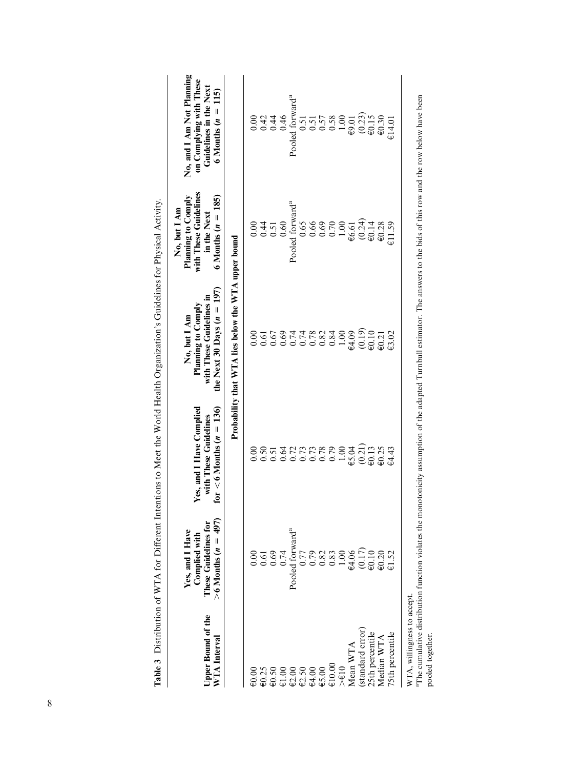**Table 3** Distribution of WTA for Different Intentions to Meet the World Health Organization's Guidelines for Physical Activity.

| Upper Bound of the WTA Interval | Yes, and I Have Complied with These Guidelines for >6 Months (n = 497) | Yes, and I Have Complied with These Guidelines for <6 Months (n = 136) | No, but I Am Planning to Comply with These Guidelines in the Next 30 Days (n = 197) | No, but I Am Planning to Comply with These Guidelines in the Next 6 Months (n = 185) | No, and I Am Not Planning on Complying with These Guidelines in the Next 6 Months (n = 115) |
|---|---|---|---|---|---|
| | Probability that WTA lies below the WTA upper bound | | | | |
| €0.00 | 0.00 | 0.00 | 0.00 | 0.00 | 0.00 |
| €0.25 | 0.61 | 0.50 | 0.61 | 0.44 | 0.42 |
| €0.50 | 0.69 | 0.51 | 0.67 | 0.51 | 0.44 |
| €1.00 | 0.74 | 0.64 | 0.69 | 0.60 | 0.46 |
| €2.00 | Pooled forward[a] | 0.72 | 0.74 | Pooled forward[a] | Pooled forward[a] |
| €2.50 | 0.77 | 0.73 | 0.74 | 0.65 | 0.51 |
| €4.00 | 0.79 | 0.73 | 0.78 | 0.66 | 0.51 |
| €5.00 | 0.82 | 0.78 | 0.82 | 0.69 | 0.57 |
| €10.00 | 0.83 | 0.79 | 0.84 | 0.70 | 0.58 |
| >€10 | 1.00 | 1.00 | 1.00 | 1.00 | 1.00 |
| Mean WTA | €4.06 | €5.04 | €4.09 | €6.61 | €9.01 |
| (standard error) | (0.17) | (0.21) | (0.19) | (0.24) | (0.23) |
| 25th percentile | €0.10 | €0.13 | €0.10 | €0.14 | €0.15 |
| Median WTA | €0.20 | €0.25 | €0.21 | €0.28 | €0.30 |
| 75th percentile | €1.52 | €4.43 | €3.02 | €11.59 | €14.01 |

WTA, willingness to accept.
[a]The cumulative distribution function violates the monotonicity assumption of the adapted Turnbull estimator. The answers to the bids of this row and the row below have been pooled together.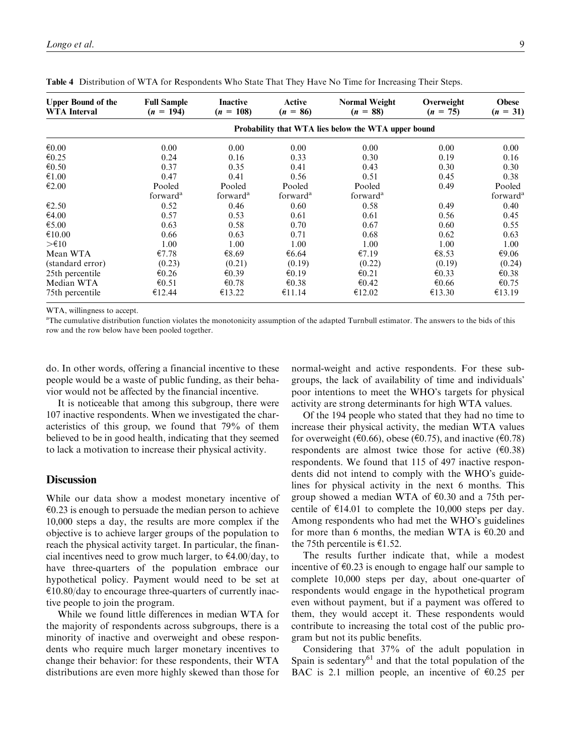**Table 4** Distribution of WTA for Respondents Who State That They Have No Time for Increasing Their Steps.

| Upper Bound of the WTA Interval | Full Sample ($n$ = 194) | Inactive ($n$ = 108) | Active ($n$ = 86) | Normal Weight ($n$ = 88) | Overweight ($n$ = 75) | Obese ($n$ = 31) |
|---|---|---|---|---|---|---|
| | Probability that WTA lies below the WTA upper bound | | | | | |
| €0.00 | 0.00 | 0.00 | 0.00 | 0.00 | 0.00 | 0.00 |
| €0.25 | 0.24 | 0.16 | 0.33 | 0.30 | 0.19 | 0.16 |
| €0.50 | 0.37 | 0.35 | 0.41 | 0.43 | 0.30 | 0.30 |
| €1.00 | 0.47 | 0.41 | 0.56 | 0.51 | 0.45 | 0.38 |
| €2.00 | Pooled forward[a] | Pooled forward[a] | Pooled forward[a] | Pooled forward[a] | 0.49 | Pooled forward[a] |
| €2.50 | 0.52 | 0.46 | 0.60 | 0.58 | 0.49 | 0.40 |
| €4.00 | 0.57 | 0.53 | 0.61 | 0.61 | 0.56 | 0.45 |
| €5.00 | 0.63 | 0.58 | 0.70 | 0.67 | 0.60 | 0.55 |
| €10.00 | 0.66 | 0.63 | 0.71 | 0.68 | 0.62 | 0.63 |
| >€10 | 1.00 | 1.00 | 1.00 | 1.00 | 1.00 | 1.00 |
| Mean WTA | €7.78 | €8.69 | €6.64 | €7.19 | €8.53 | €9.06 |
| (standard error) | (0.23) | (0.21) | (0.19) | (0.22) | (0.19) | (0.24) |
| 25th percentile | €0.26 | €0.39 | €0.19 | €0.21 | €0.33 | €0.38 |
| Median WTA | €0.51 | €0.78 | €0.38 | €0.42 | €0.66 | €0.75 |
| 75th percentile | €12.44 | €13.22 | €11.14 | €12.02 | €13.30 | €13.19 |

WTA, willingness to accept.

[a]The cumulative distribution function violates the monotonicity assumption of the adapted Turnbull estimator. The answers to the bids of this row and the row below have been pooled together.

do. In other words, offering a financial incentive to these people would be a waste of public funding, as their behavior would not be affected by the financial incentive.

It is noticeable that among this subgroup, there were 107 inactive respondents. When we investigated the characteristics of this group, we found that 79% of them believed to be in good health, indicating that they seemed to lack a motivation to increase their physical activity.

## Discussion

While our data show a modest monetary incentive of €0.23 is enough to persuade the median person to achieve 10,000 steps a day, the results are more complex if the objective is to achieve larger groups of the population to reach the physical activity target. In particular, the financial incentives need to grow much larger, to €4.00/day, to have three-quarters of the population embrace our hypothetical policy. Payment would need to be set at €10.80/day to encourage three-quarters of currently inactive people to join the program.

While we found little differences in median WTA for the majority of respondents across subgroups, there is a minority of inactive and overweight and obese respondents who require much larger monetary incentives to change their behavior: for these respondents, their WTA distributions are even more highly skewed than those for normal-weight and active respondents. For these subgroups, the lack of availability of time and individuals' poor intentions to meet the WHO's targets for physical activity are strong determinants for high WTA values.

Of the 194 people who stated that they had no time to increase their physical activity, the median WTA values for overweight (€0.66), obese (€0.75), and inactive (€0.78) respondents are almost twice those for active (€0.38) respondents. We found that 115 of 497 inactive respondents did not intend to comply with the WHO's guidelines for physical activity in the next 6 months. This group showed a median WTA of €0.30 and a 75th percentile of €14.01 to complete the 10,000 steps per day. Among respondents who had met the WHO's guidelines for more than 6 months, the median WTA is €0.20 and the 75th percentile is €1.52.

The results further indicate that, while a modest incentive of €0.23 is enough to engage half our sample to complete 10,000 steps per day, about one-quarter of respondents would engage in the hypothetical program even without payment, but if a payment was offered to them, they would accept it. These respondents would contribute to increasing the total cost of the public program but not its public benefits.

Considering that 37% of the adult population in Spain is sedentary[61] and that the total population of the BAC is 2.1 million people, an incentive of €0.25 per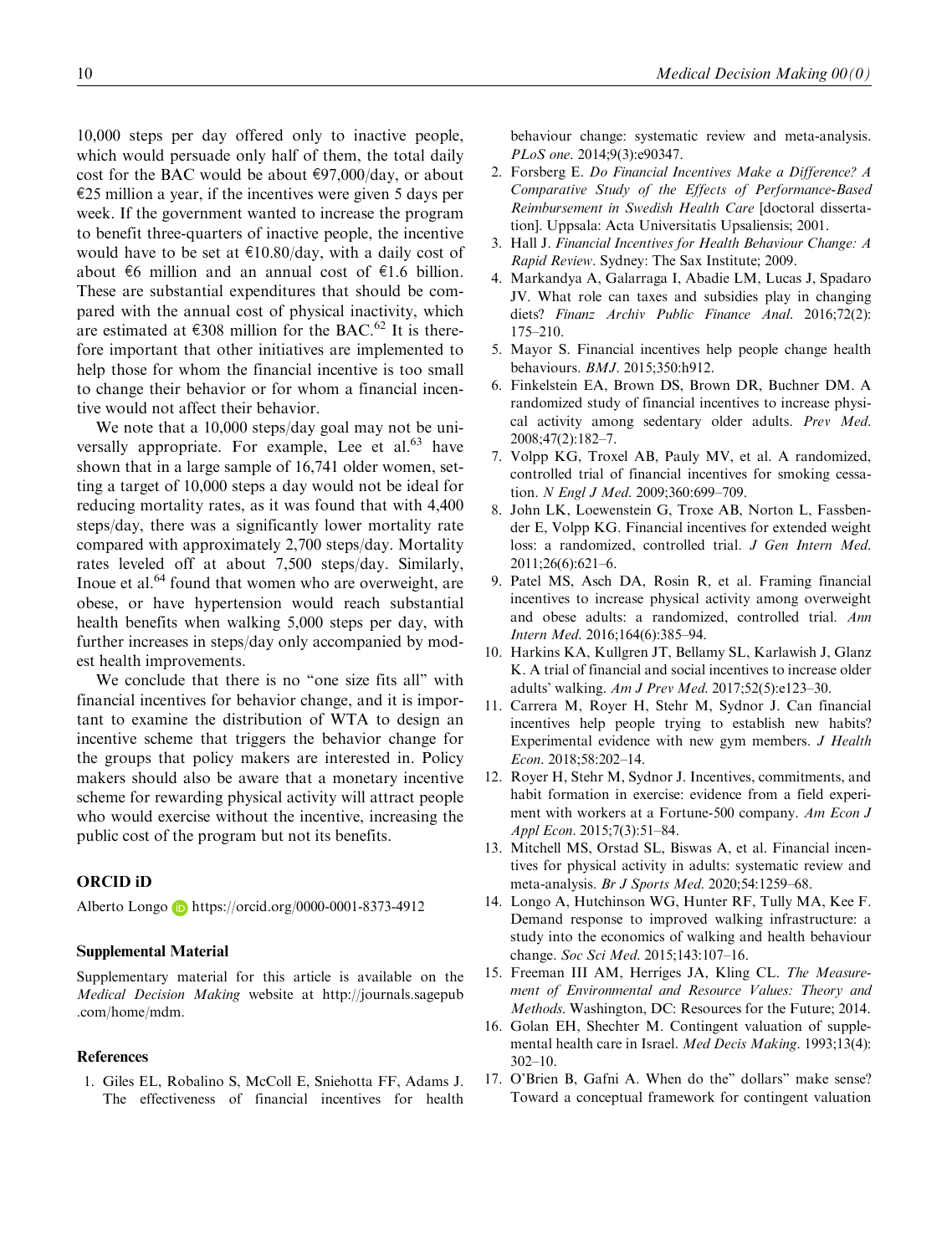10,000 steps per day offered only to inactive people, which would persuade only half of them, the total daily cost for the BAC would be about €97,000/day, or about €25 million a year, if the incentives were given 5 days per week. If the government wanted to increase the program to benefit three-quarters of inactive people, the incentive would have to be set at €10.80/day, with a daily cost of about €6 million and an annual cost of €1.6 billion. These are substantial expenditures that should be compared with the annual cost of physical inactivity, which are estimated at €308 million for the BAC.[62] It is therefore important that other initiatives are implemented to help those for whom the financial incentive is too small to change their behavior or for whom a financial incentive would not affect their behavior.

We note that a 10,000 steps/day goal may not be universally appropriate. For example, Lee et al.[63] have shown that in a large sample of 16,741 older women, setting a target of 10,000 steps a day would not be ideal for reducing mortality rates, as it was found that with 4,400 steps/day, there was a significantly lower mortality rate compared with approximately 2,700 steps/day. Mortality rates leveled off at about 7,500 steps/day. Similarly, Inoue et al.[64] found that women who are overweight, are obese, or have hypertension would reach substantial health benefits when walking 5,000 steps per day, with further increases in steps/day only accompanied by modest health improvements.

We conclude that there is no "one size fits all" with financial incentives for behavior change, and it is important to examine the distribution of WTA to design an incentive scheme that triggers the behavior change for the groups that policy makers are interested in. Policy makers should also be aware that a monetary incentive scheme for rewarding physical activity will attract people who would exercise without the incentive, increasing the public cost of the program but not its benefits.

## ORCID iD

Alberto Longo https://orcid.org/0000-0001-8373-4912

### Supplemental Material

Supplementary material for this article is available on the *Medical Decision Making* website at http://journals.sagepub.com/home/mdm.

### References

1. Giles EL, Robalino S, McColl E, Sniehotta FF, Adams J. The effectiveness of financial incentives for health behaviour change: systematic review and meta-analysis. *PLoS one*. 2014;9(3):e90347.
2. Forsberg E. *Do Financial Incentives Make a Difference? A Comparative Study of the Effects of Performance-Based Reimbursement in Swedish Health Care* [doctoral dissertation]. Uppsala: Acta Universitatis Upsaliensis; 2001.
3. Hall J. *Financial Incentives for Health Behaviour Change: A Rapid Review*. Sydney: The Sax Institute; 2009.
4. Markandya A, Galarraga I, Abadie LM, Lucas J, Spadaro JV. What role can taxes and subsidies play in changing diets? *Finanz Archiv Public Finance Anal*. 2016;72(2):175–210.
5. Mayor S. Financial incentives help people change health behaviours. *BMJ*. 2015;350:h912.
6. Finkelstein EA, Brown DS, Brown DR, Buchner DM. A randomized study of financial incentives to increase physical activity among sedentary older adults. *Prev Med*. 2008;47(2):182–7.
7. Volpp KG, Troxel AB, Pauly MV, et al. A randomized, controlled trial of financial incentives for smoking cessation. *N Engl J Med*. 2009;360:699–709.
8. John LK, Loewenstein G, Troxe AB, Norton L, Fassbender E, Volpp KG. Financial incentives for extended weight loss: a randomized, controlled trial. *J Gen Intern Med*. 2011;26(6):621–6.
9. Patel MS, Asch DA, Rosin R, et al. Framing financial incentives to increase physical activity among overweight and obese adults: a randomized, controlled trial. *Ann Intern Med*. 2016;164(6):385–94.
10. Harkins KA, Kullgren JT, Bellamy SL, Karlawish J, Glanz K. A trial of financial and social incentives to increase older adults' walking. *Am J Prev Med*. 2017;52(5):e123–30.
11. Carrera M, Royer H, Stehr M, Sydnor J. Can financial incentives help people trying to establish new habits? Experimental evidence with new gym members. *J Health Econ*. 2018;58:202–14.
12. Royer H, Stehr M, Sydnor J. Incentives, commitments, and habit formation in exercise: evidence from a field experiment with workers at a Fortune-500 company. *Am Econ J Appl Econ*. 2015;7(3):51–84.
13. Mitchell MS, Orstad SL, Biswas A, et al. Financial incentives for physical activity in adults: systematic review and meta-analysis. *Br J Sports Med*. 2020;54:1259–68.
14. Longo A, Hutchinson WG, Hunter RF, Tully MA, Kee F. Demand response to improved walking infrastructure: a study into the economics of walking and health behaviour change. *Soc Sci Med*. 2015;143:107–16.
15. Freeman III AM, Herriges JA, Kling CL. *The Measurement of Environmental and Resource Values: Theory and Methods*. Washington, DC: Resources for the Future; 2014.
16. Golan EH, Shechter M. Contingent valuation of supplemental health care in Israel. *Med Decis Making*. 1993;13(4):302–10.
17. O'Brien B, Gafni A. When do the" dollars" make sense? Toward a conceptual framework for contingent valuation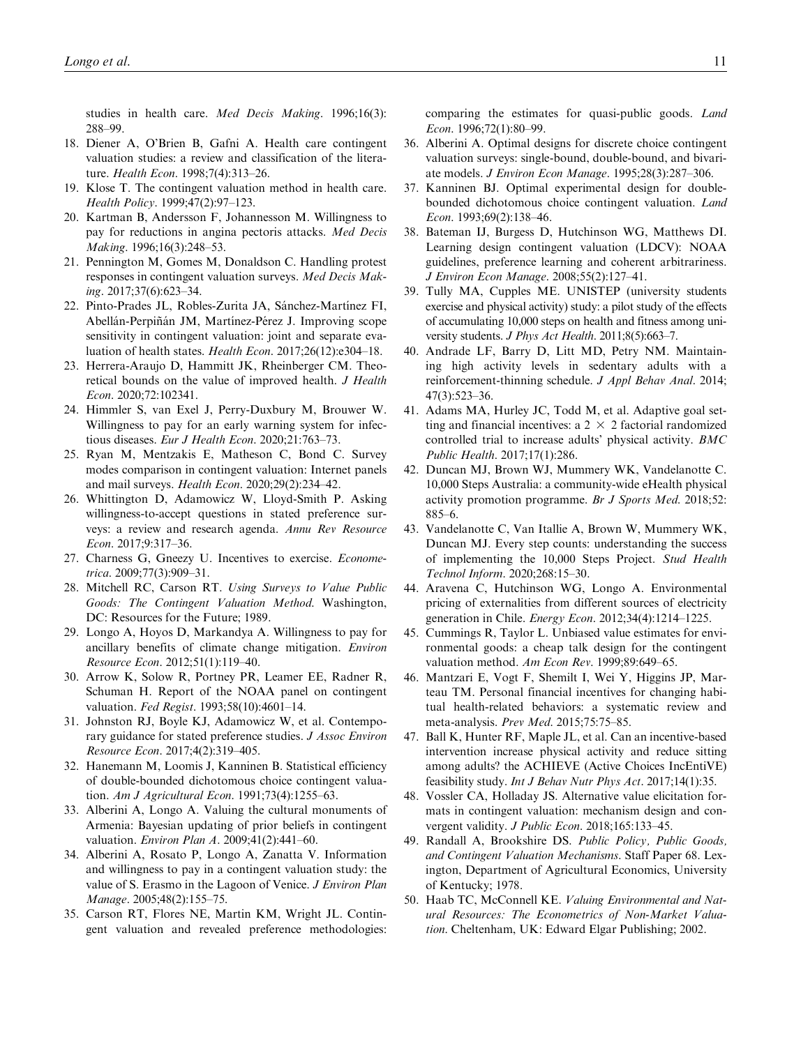studies in health care. *Med Decis Making*. 1996;16(3): 288–99.

18. Diener A, O'Brien B, Gafni A. Health care contingent valuation studies: a review and classification of the literature. *Health Econ*. 1998;7(4):313–26.
19. Klose T. The contingent valuation method in health care. *Health Policy*. 1999;47(2):97–123.
20. Kartman B, Andersson F, Johannesson M. Willingness to pay for reductions in angina pectoris attacks. *Med Decis Making*. 1996;16(3):248–53.
21. Pennington M, Gomes M, Donaldson C. Handling protest responses in contingent valuation surveys. *Med Decis Making*. 2017;37(6):623–34.
22. Pinto-Prades JL, Robles-Zurita JA, Sánchez-Martínez FI, Abellán-Perpiñán JM, Martínez-Pérez J. Improving scope sensitivity in contingent valuation: joint and separate evaluation of health states. *Health Econ*. 2017;26(12):e304–18.
23. Herrera-Araujo D, Hammitt JK, Rheinberger CM. Theoretical bounds on the value of improved health. *J Health Econ*. 2020;72:102341.
24. Himmler S, van Exel J, Perry-Duxbury M, Brouwer W. Willingness to pay for an early warning system for infectious diseases. *Eur J Health Econ*. 2020;21:763–73.
25. Ryan M, Mentzakis E, Matheson C, Bond C. Survey modes comparison in contingent valuation: Internet panels and mail surveys. *Health Econ*. 2020;29(2):234–42.
26. Whittington D, Adamowicz W, Lloyd-Smith P. Asking willingness-to-accept questions in stated preference surveys: a review and research agenda. *Annu Rev Resource Econ*. 2017;9:317–36.
27. Charness G, Gneezy U. Incentives to exercise. *Econometrica*. 2009;77(3):909–31.
28. Mitchell RC, Carson RT. *Using Surveys to Value Public Goods: The Contingent Valuation Method*. Washington, DC: Resources for the Future; 1989.
29. Longo A, Hoyos D, Markandya A. Willingness to pay for ancillary benefits of climate change mitigation. *Environ Resource Econ*. 2012;51(1):119–40.
30. Arrow K, Solow R, Portney PR, Leamer EE, Radner R, Schuman H. Report of the NOAA panel on contingent valuation. *Fed Regist*. 1993;58(10):4601–14.
31. Johnston RJ, Boyle KJ, Adamowicz W, et al. Contemporary guidance for stated preference studies. *J Assoc Environ Resource Econ*. 2017;4(2):319–405.
32. Hanemann M, Loomis J, Kanninen B. Statistical efficiency of double-bounded dichotomous choice contingent valuation. *Am J Agricultural Econ*. 1991;73(4):1255–63.
33. Alberini A, Longo A. Valuing the cultural monuments of Armenia: Bayesian updating of prior beliefs in contingent valuation. *Environ Plan A*. 2009;41(2):441–60.
34. Alberini A, Rosato P, Longo A, Zanatta V. Information and willingness to pay in a contingent valuation study: the value of S. Erasmo in the Lagoon of Venice. *J Environ Plan Manage*. 2005;48(2):155–75.
35. Carson RT, Flores NE, Martin KM, Wright JL. Contingent valuation and revealed preference methodologies: comparing the estimates for quasi-public goods. *Land Econ*. 1996;72(1):80–99.
36. Alberini A. Optimal designs for discrete choice contingent valuation surveys: single-bound, double-bound, and bivariate models. *J Environ Econ Manage*. 1995;28(3):287–306.
37. Kanninen BJ. Optimal experimental design for double-bounded dichotomous choice contingent valuation. *Land Econ*. 1993;69(2):138–46.
38. Bateman IJ, Burgess D, Hutchinson WG, Matthews DI. Learning design contingent valuation (LDCV): NOAA guidelines, preference learning and coherent arbitrariness. *J Environ Econ Manage*. 2008;55(2):127–41.
39. Tully MA, Cupples ME. UNISTEP (university students exercise and physical activity) study: a pilot study of the effects of accumulating 10,000 steps on health and fitness among university students. *J Phys Act Health*. 2011;8(5):663–7.
40. Andrade LF, Barry D, Litt MD, Petry NM. Maintaining high activity levels in sedentary adults with a reinforcement-thinning schedule. *J Appl Behav Anal*. 2014; 47(3):523–36.
41. Adams MA, Hurley JC, Todd M, et al. Adaptive goal setting and financial incentives: a 2 × 2 factorial randomized controlled trial to increase adults' physical activity. *BMC Public Health*. 2017;17(1):286.
42. Duncan MJ, Brown WJ, Mummery WK, Vandelanotte C. 10,000 Steps Australia: a community-wide eHealth physical activity promotion programme. *Br J Sports Med*. 2018;52: 885–6.
43. Vandelanotte C, Van Itallie A, Brown W, Mummery WK, Duncan MJ. Every step counts: understanding the success of implementing the 10,000 Steps Project. *Stud Health Technol Inform*. 2020;268:15–30.
44. Aravena C, Hutchinson WG, Longo A. Environmental pricing of externalities from different sources of electricity generation in Chile. *Energy Econ*. 2012;34(4):1214–1225.
45. Cummings R, Taylor L. Unbiased value estimates for environmental goods: a cheap talk design for the contingent valuation method. *Am Econ Rev*. 1999;89:649–65.
46. Mantzari E, Vogt F, Shemilt I, Wei Y, Higgins JP, Marteau TM. Personal financial incentives for changing habitual health-related behaviors: a systematic review and meta-analysis. *Prev Med*. 2015;75:75–85.
47. Ball K, Hunter RF, Maple JL, et al. Can an incentive-based intervention increase physical activity and reduce sitting among adults? the ACHIEVE (Active Choices IncEntiVE) feasibility study. *Int J Behav Nutr Phys Act*. 2017;14(1):35.
48. Vossler CA, Holladay JS. Alternative value elicitation formats in contingent valuation: mechanism design and convergent validity. *J Public Econ*. 2018;165:133–45.
49. Randall A, Brookshire DS. *Public Policy, Public Goods, and Contingent Valuation Mechanisms*. Staff Paper 68. Lexington, Department of Agricultural Economics, University of Kentucky; 1978.
50. Haab TC, McConnell KE. *Valuing Environmental and Natural Resources: The Econometrics of Non-Market Valuation*. Cheltenham, UK: Edward Elgar Publishing; 2002.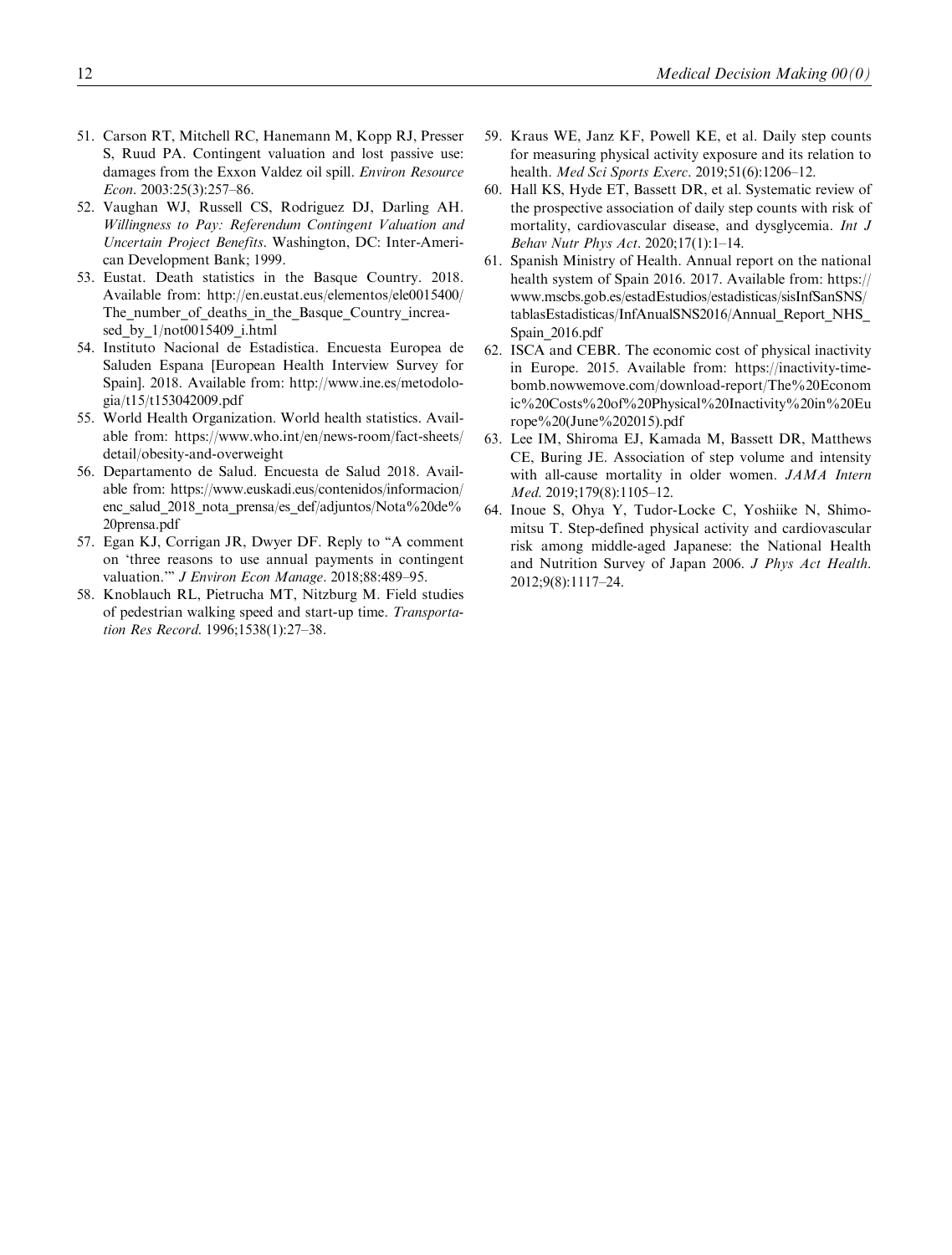51. Carson RT, Mitchell RC, Hanemann M, Kopp RJ, Presser S, Ruud PA. Contingent valuation and lost passive use: damages from the Exxon Valdez oil spill. *Environ Resource Econ*. 2003:25(3):257–86.
52. Vaughan WJ, Russell CS, Rodriguez DJ, Darling AH. *Willingness to Pay: Referendum Contingent Valuation and Uncertain Project Benefits*. Washington, DC: Inter-American Development Bank; 1999.
53. Eustat. Death statistics in the Basque Country. 2018. Available from: http://en.eustat.eus/elementos/ele0015400/The_number_of_deaths_in_the_Basque_Country_increased_by_1/not0015409_i.html
54. Instituto Nacional de Estadistica. Encuesta Europea de Saluden Espana [European Health Interview Survey for Spain]. 2018. Available from: http://www.ine.es/metodologia/t15/t153042009.pdf
55. World Health Organization. World health statistics. Available from: https://www.who.int/en/news-room/fact-sheets/detail/obesity-and-overweight
56. Departamento de Salud. Encuesta de Salud 2018. Available from: https://www.euskadi.eus/contenidos/informacion/enc_salud_2018_nota_prensa/es_def/adjuntos/Nota%20de%20prensa.pdf
57. Egan KJ, Corrigan JR, Dwyer DF. Reply to "A comment on 'three reasons to use annual payments in contingent valuation.'" *J Environ Econ Manage*. 2018;88:489–95.
58. Knoblauch RL, Pietrucha MT, Nitzburg M. Field studies of pedestrian walking speed and start-up time. *Transportation Res Record*. 1996;1538(1):27–38.
59. Kraus WE, Janz KF, Powell KE, et al. Daily step counts for measuring physical activity exposure and its relation to health. *Med Sci Sports Exerc*. 2019;51(6):1206–12.
60. Hall KS, Hyde ET, Bassett DR, et al. Systematic review of the prospective association of daily step counts with risk of mortality, cardiovascular disease, and dysglycemia. *Int J Behav Nutr Phys Act*. 2020;17(1):1–14.
61. Spanish Ministry of Health. Annual report on the national health system of Spain 2016. 2017. Available from: https://www.mscbs.gob.es/estadEstudios/estadisticas/sisInfSanSNS/tablasEstadisticas/InfAnualSNS2016/Annual_Report_NHS_Spain_2016.pdf
62. ISCA and CEBR. The economic cost of physical inactivity in Europe. 2015. Available from: https://inactivity-time-bomb.nowwemove.com/download-report/The%20Economic%20Costs%20of%20Physical%20Inactivity%20in%20Europe%20(June%202015).pdf
63. Lee IM, Shiroma EJ, Kamada M, Bassett DR, Matthews CE, Buring JE. Association of step volume and intensity with all-cause mortality in older women. *JAMA Intern Med*. 2019;179(8):1105–12.
64. Inoue S, Ohya Y, Tudor-Locke C, Yoshiike N, Shimomitsu T. Step-defined physical activity and cardiovascular risk among middle-aged Japanese: the National Health and Nutrition Survey of Japan 2006. *J Phys Act Health*. 2012;9(8):1117–24.